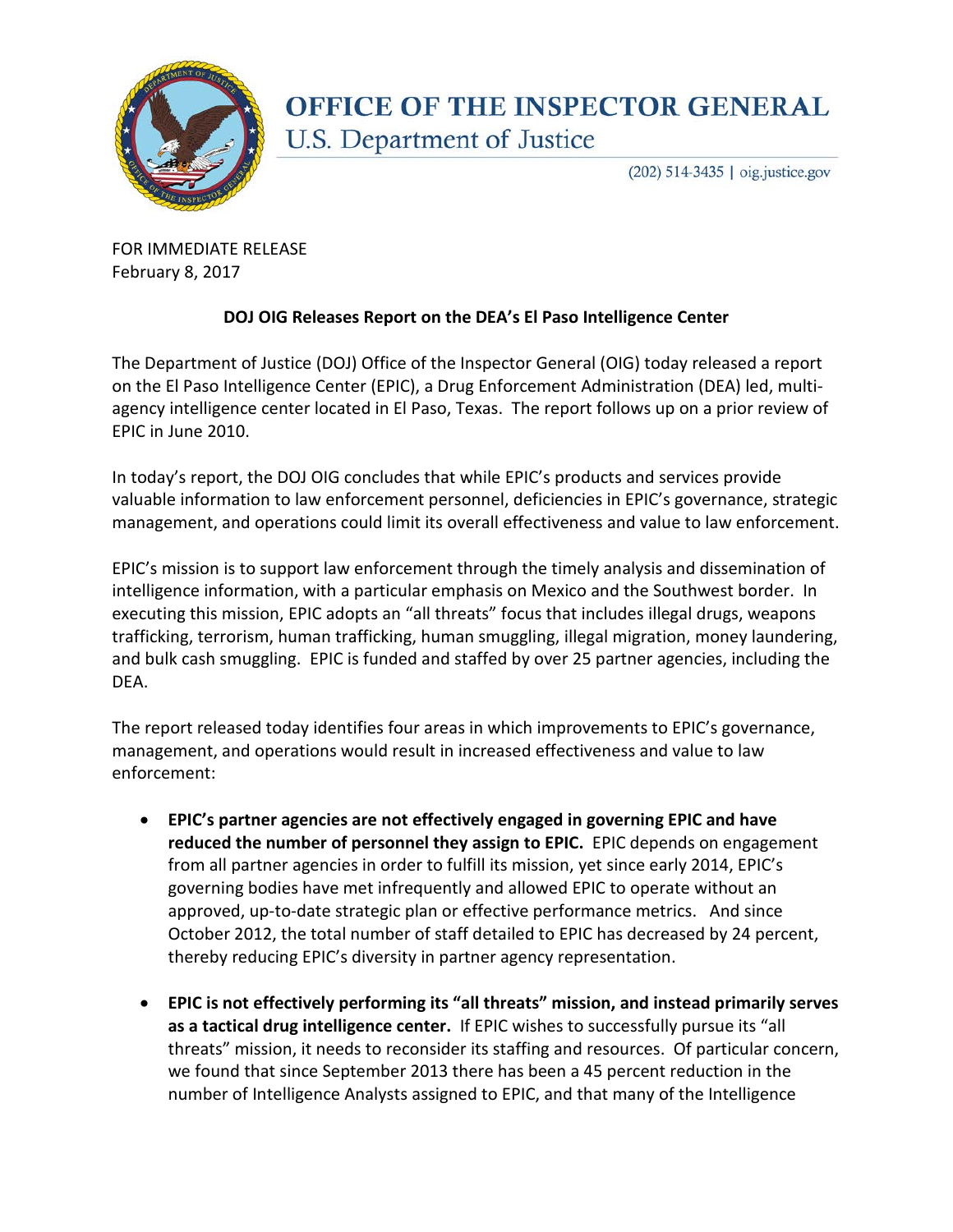# OFFICE OF THE INSPECTOR GENERAL

## U.S. Department of Justice

(202) 514-3435 | oig.justice.gov

FOR IMMEDIATE RELEASE
February 8, 2017

**DOJ OIG Releases Report on the DEA's El Paso Intelligence Center**

The Department of Justice (DOJ) Office of the Inspector General (OIG) today released a report on the El Paso Intelligence Center (EPIC), a Drug Enforcement Administration (DEA) led, multi-agency intelligence center located in El Paso, Texas. The report follows up on a prior review of EPIC in June 2010.

In today's report, the DOJ OIG concludes that while EPIC's products and services provide valuable information to law enforcement personnel, deficiencies in EPIC's governance, strategic management, and operations could limit its overall effectiveness and value to law enforcement.

EPIC's mission is to support law enforcement through the timely analysis and dissemination of intelligence information, with a particular emphasis on Mexico and the Southwest border. In executing this mission, EPIC adopts an "all threats" focus that includes illegal drugs, weapons trafficking, terrorism, human trafficking, human smuggling, illegal migration, money laundering, and bulk cash smuggling. EPIC is funded and staffed by over 25 partner agencies, including the DEA.

The report released today identifies four areas in which improvements to EPIC's governance, management, and operations would result in increased effectiveness and value to law enforcement:

- **EPIC's partner agencies are not effectively engaged in governing EPIC and have reduced the number of personnel they assign to EPIC.** EPIC depends on engagement from all partner agencies in order to fulfill its mission, yet since early 2014, EPIC's governing bodies have met infrequently and allowed EPIC to operate without an approved, up-to-date strategic plan or effective performance metrics. And since October 2012, the total number of staff detailed to EPIC has decreased by 24 percent, thereby reducing EPIC's diversity in partner agency representation.
- **EPIC is not effectively performing its "all threats" mission, and instead primarily serves as a tactical drug intelligence center.** If EPIC wishes to successfully pursue its "all threats" mission, it needs to reconsider its staffing and resources. Of particular concern, we found that since September 2013 there has been a 45 percent reduction in the number of Intelligence Analysts assigned to EPIC, and that many of the Intelligence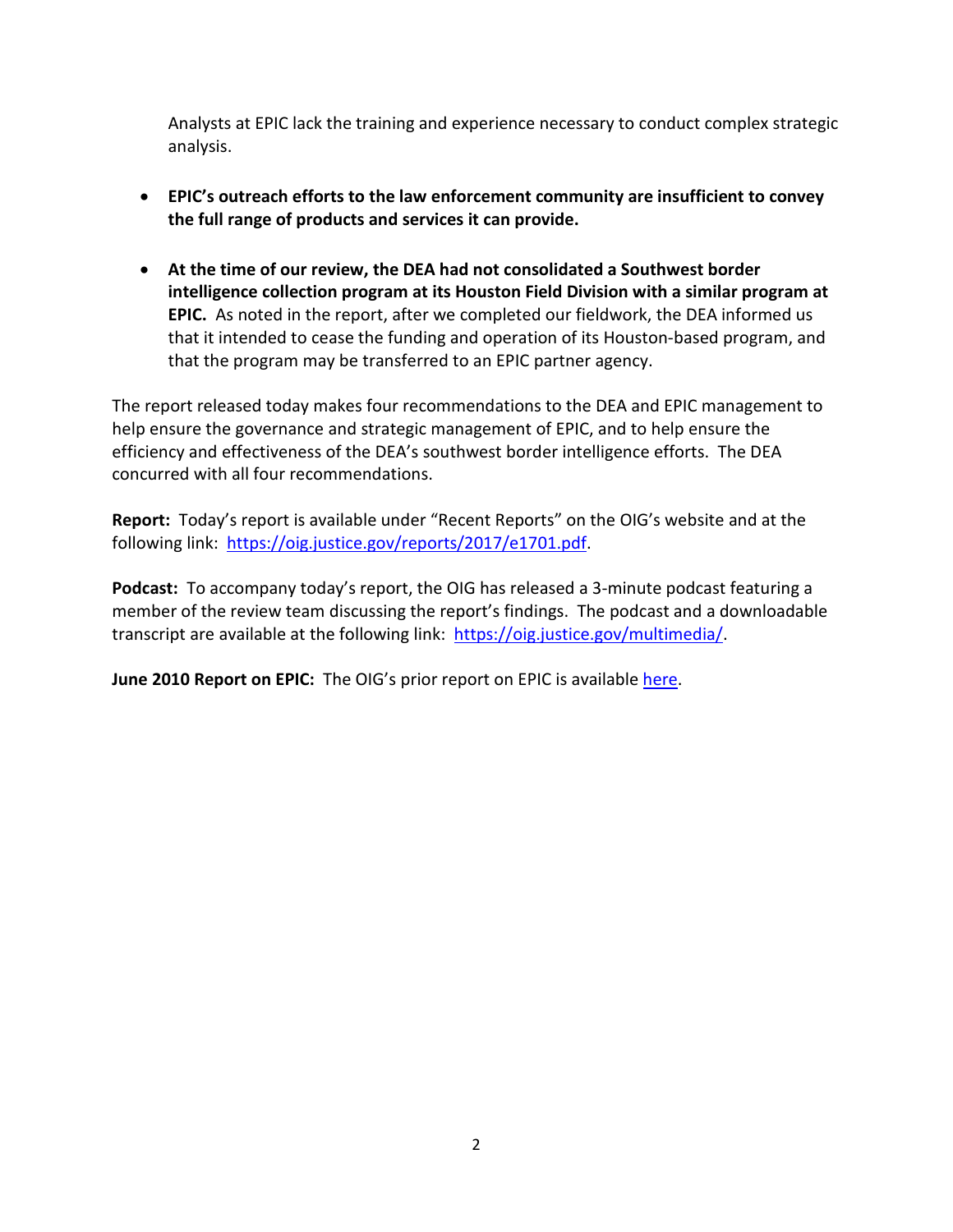Analysts at EPIC lack the training and experience necessary to conduct complex strategic analysis.

- **EPIC's outreach efforts to the law enforcement community are insufficient to convey the full range of products and services it can provide.**

- **At the time of our review, the DEA had not consolidated a Southwest border intelligence collection program at its Houston Field Division with a similar program at EPIC.** As noted in the report, after we completed our fieldwork, the DEA informed us that it intended to cease the funding and operation of its Houston-based program, and that the program may be transferred to an EPIC partner agency.

The report released today makes four recommendations to the DEA and EPIC management to help ensure the governance and strategic management of EPIC, and to help ensure the efficiency and effectiveness of the DEA's southwest border intelligence efforts. The DEA concurred with all four recommendations.

**Report:** Today's report is available under "Recent Reports" on the OIG's website and at the following link: [https://oig.justice.gov/reports/2017/e1701.pdf](https://oig.justice.gov/reports/2017/e1701.pdf).

**Podcast:** To accompany today's report, the OIG has released a 3-minute podcast featuring a member of the review team discussing the report's findings. The podcast and a downloadable transcript are available at the following link: [https://oig.justice.gov/multimedia/](https://oig.justice.gov/multimedia/).

**June 2010 Report on EPIC:** The OIG's prior report on EPIC is available here.